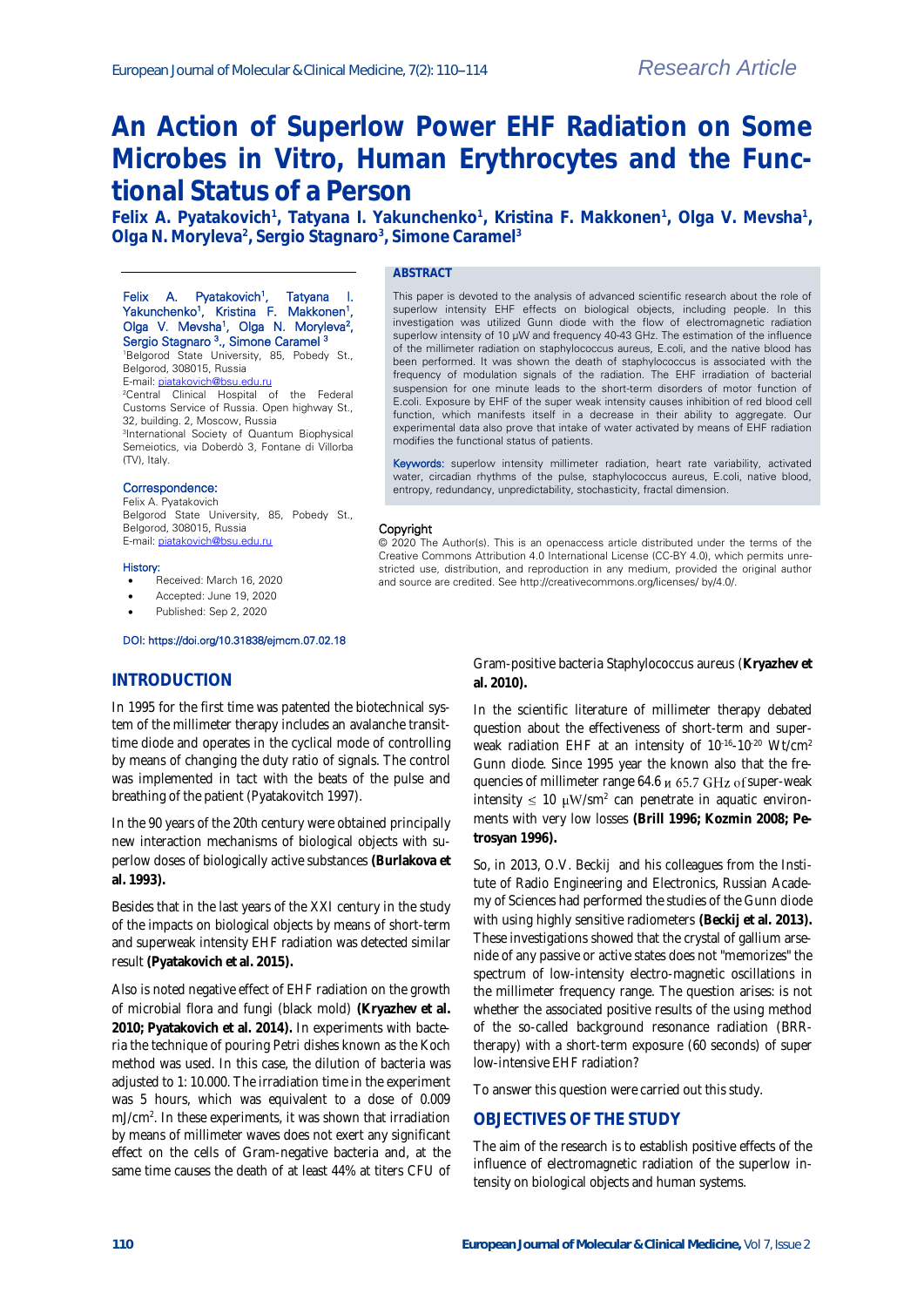Research Article

# An Action of Superlow Power EHF Radiation on Some Microbes in Vitro, Human Erythrocytes and the Functional Status of a Person

**Felix A. Pyatakovich[1], Tatyana I. Yakunchenko[1], Kristina F. Makkonen[1], Olga V. Mevsha[1], Olga N. Moryleva[2], Sergio Stagnaro[3], Simone Caramel[3]**

Felix A. Pyatakovich[1], Tatyana I. Yakunchenko[1], Kristina F. Makkonen[1], Olga V. Mevsha[1], Olga N. Moryleva[2], Sergio Stagnaro [3]., Simone Caramel [3]

[1]Belgorod State University, 85, Pobedy St., Belgorod, 308015, Russia
E-mail: piatakovich@bsu.edu.ru

[2]Central Clinical Hospital of the Federal Customs Service of Russia. Open highway St., 32, building. 2, Moscow, Russia

[3]International Society of Quantum Biophysical Semeiotics, via Doberdò 3, Fontane di Villorba (TV), Italy.

**Correspondence:**
Felix A. Pyatakovich
Belgorod State University, 85, Pobedy St., Belgorod, 308015, Russia
E-mail: piatakovich@bsu.edu.ru

**History:**

- Received: March 16, 2020
- Accepted: June 19, 2020
- Published: Sep 2, 2020

DOI: https://doi.org/10.31838/ejmcm.07.02.18

## ABSTRACT

This paper is devoted to the analysis of advanced scientific research about the role of superlow intensity EHF effects on biological objects, including people. In this investigation was utilized Gunn diode with the flow of electromagnetic radiation superlow intensity of 10 μW and frequency 40-43 GHz. The estimation of the influence of the millimeter radiation on staphylococcus aureus, E.coli, and the native blood has been performed. It was shown the death of staphylococcus is associated with the frequency of modulation signals of the radiation. The EHF irradiation of bacterial suspension for one minute leads to the short-term disorders of motor function of E.coli. Exposure by EHF of the super weak intensity causes inhibition of red blood cell function, which manifests itself in a decrease in their ability to aggregate. Our experimental data also prove that intake of water activated by means of EHF radiation modifies the functional status of patients.

**Keywords:** superlow intensity millimeter radiation, heart rate variability, activated water, circadian rhythms of the pulse, staphylococcus aureus, E.coli, native blood, entropy, redundancy, unpredictability, stochasticity, fractal dimension.

**Copyright**
© 2020 The Author(s). This is an openaccess article distributed under the terms of the Creative Commons Attribution 4.0 International License (CC-BY 4.0), which permits unrestricted use, distribution, and reproduction in any medium, provided the original author and source are credited. See http://creativecommons.org/licenses/ by/4.0/.

## INTRODUCTION

In 1995 for the first time was patented the biotechnical system of the millimeter therapy includes an avalanche transit-time diode and operates in the cyclical mode of controlling by means of changing the duty ratio of signals. The control was implemented in tact with the beats of the pulse and breathing of the patient (Pyatakovitch 1997).

In the 90 years of the 20th century were obtained principally new interaction mechanisms of biological objects with superlow doses of biologically active substances **(Burlakova et al. 1993).**

Besides that in the last years of the XXI century in the study of the impacts on biological objects by means of short-term and superweak intensity EHF radiation was detected similar result **(Pyatakovich et al. 2015).**

Also is noted negative effect of EHF radiation on the growth of microbial flora and fungi (black mold) **(Kryazhev et al. 2010; Pyatakovich et al. 2014).** In experiments with bacteria the technique of pouring Petri dishes known as the Koch method was used. In this case, the dilution of bacteria was adjusted to 1: 10.000. The irradiation time in the experiment was 5 hours, which was equivalent to a dose of 0.009 mJ/cm$^2$. In these experiments, it was shown that irradiation by means of millimeter waves does not exert any significant effect on the cells of Gram-negative bacteria and, at the same time causes the death of at least 44% at titers CFU of Gram-positive bacteria Staphylococcus aureus (**Kryazhev et al. 2010).**

In the scientific literature of millimeter therapy debated question about the effectiveness of short-term and super-weak radiation EHF at an intensity of $10^{-16}$-$10^{-20}$ Wt/cm$^2$ Gunn diode. Since 1995 year the known also that the frequencies of millimeter range 64.6 и 65.7 GHz of super-weak intensity ≤ 10 μW/sm$^2$ can penetrate in aquatic environments with very low losses **(Brill 1996; Kozmin 2008; Petrosyan 1996).**

So, in 2013, O.V. Beckij and his colleagues from the Institute of Radio Engineering and Electronics, Russian Academy of Sciences had performed the studies of the Gunn diode with using highly sensitive radiometers **(Beckij et al. 2013).** These investigations showed that the crystal of gallium arsenide of any passive or active states does not "memorizes" the spectrum of low-intensity electro-magnetic oscillations in the millimeter frequency range. The question arises: is not whether the associated positive results of the using method of the so-called background resonance radiation (BRR-therapy) with a short-term exposure (60 seconds) of super low-intensive EHF radiation?

To answer this question were carried out this study.

## OBJECTIVES OF THE STUDY

The aim of the research is to establish positive effects of the influence of electromagnetic radiation of the superlow intensity on biological objects and human systems.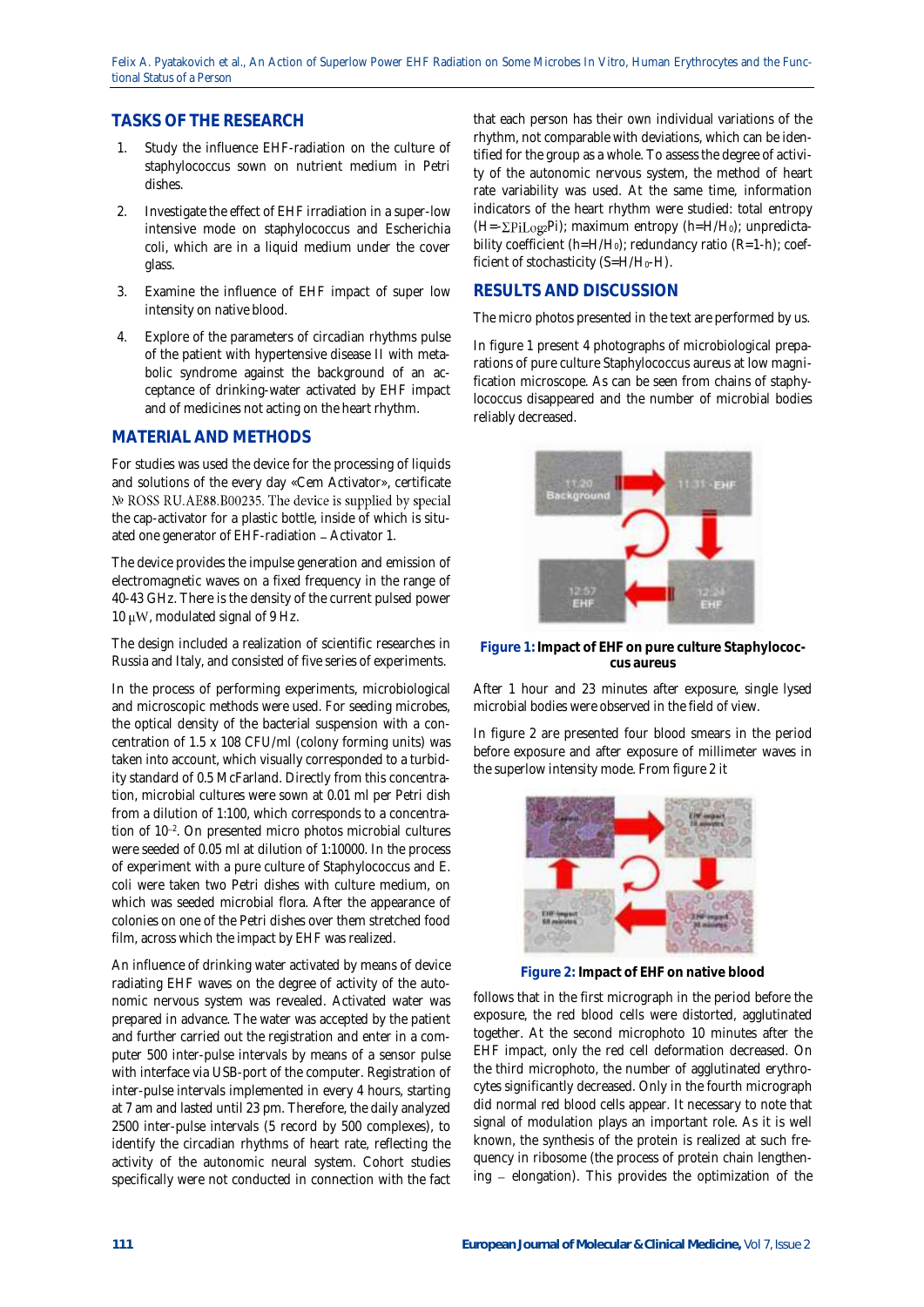## TASKS OF THE RESEARCH

1. Study the influence EHF-radiation on the culture of staphylococcus sown on nutrient medium in Petri dishes.
2. Investigate the effect of EHF irradiation in a super-low intensive mode on staphylococcus and Escherichia coli, which are in a liquid medium under the cover glass.
3. Examine the influence of EHF impact of super low intensity on native blood.
4. Explore of the parameters of circadian rhythms pulse of the patient with hypertensive disease II with metabolic syndrome against the background of an acceptance of drinking-water activated by EHF impact and of medicines not acting on the heart rhythm.

## MATERIAL AND METHODS

For studies was used the device for the processing of liquids and solutions of the every day «Cem Activator», certificate № ROSS RU.AE88.B00235. The device is supplied by special the cap-activator for a plastic bottle, inside of which is situated one generator of EHF-radiation – Activator 1.

The device provides the impulse generation and emission of electromagnetic waves on a fixed frequency in the range of 40-43 GHz. There is the density of the current pulsed power 10 μW, modulated signal of 9 Hz.

The design included a realization of scientific researches in Russia and Italy, and consisted of five series of experiments.

In the process of performing experiments, microbiological and microscopic methods were used. For seeding microbes, the optical density of the bacterial suspension with a concentration of 1.5 x 108 CFU/ml (colony forming units) was taken into account, which visually corresponded to a turbidity standard of 0.5 McFarland. Directly from this concentration, microbial cultures were sown at 0.01 ml per Petri dish from a dilution of 1:100, which corresponds to a concentration of $10^{-2}$. On presented micro photos microbial cultures were seeded of 0.05 ml at dilution of 1:10000. In the process of experiment with a pure culture of Staphylococcus and E. coli were taken two Petri dishes with culture medium, on which was seeded microbial flora. After the appearance of colonies on one of the Petri dishes over them stretched food film, across which the impact by EHF was realized.

An influence of drinking water activated by means of device radiating EHF waves on the degree of activity of the autonomic nervous system was revealed. Activated water was prepared in advance. The water was accepted by the patient and further carried out the registration and enter in a computer 500 inter-pulse intervals by means of a sensor pulse with interface via USB-port of the computer. Registration of inter-pulse intervals implemented in every 4 hours, starting at 7 am and lasted until 23 pm. Therefore, the daily analyzed 2500 inter-pulse intervals (5 record by 500 complexes), to identify the circadian rhythms of heart rate, reflecting the activity of the autonomic neural system. Cohort studies specifically were not conducted in connection with the fact that each person has their own individual variations of the rhythm, not comparable with deviations, which can be identified for the group as a whole. To assess the degree of activity of the autonomic nervous system, the method of heart rate variability was used. At the same time, information indicators of the heart rhythm were studied: total entropy ($H=-\Sigma P_i Log_2 P_i$); maximum entropy ($h=H/H_0$); unpredictability coefficient ($h=H/H_0$); redundancy ratio ($R=1-h$); coefficient of stochasticity ($S=H/H_0-H$).

## RESULTS AND DISCUSSION

The micro photos presented in the text are performed by us.

In figure 1 present 4 photographs of microbiological preparations of pure culture Staphylococcus aureus at low magnification microscope. As can be seen from chains of staphylococcus disappeared and the number of microbial bodies reliably decreased.

**Figure 1:** Impact of EHF on pure culture Staphylococcus aureus

After 1 hour and 23 minutes after exposure, single lysed microbial bodies were observed in the field of view.

In figure 2 are presented four blood smears in the period before exposure and after exposure of millimeter waves in the superlow intensity mode. From figure 2 it follows that in the first micrograph in the period before the exposure, the red blood cells were distorted, agglutinated together. At the second microphoto 10 minutes after the EHF impact, only the red cell deformation decreased. On the third microphoto, the number of agglutinated erythrocytes significantly decreased. Only in the fourth micrograph did normal red blood cells appear. It necessary to note that signal of modulation plays an important role. As it is well known, the synthesis of the protein is realized at such frequency in ribosome (the process of protein chain lengthening – elongation). This provides the optimization of the

**Figure 2:** Impact of EHF on native blood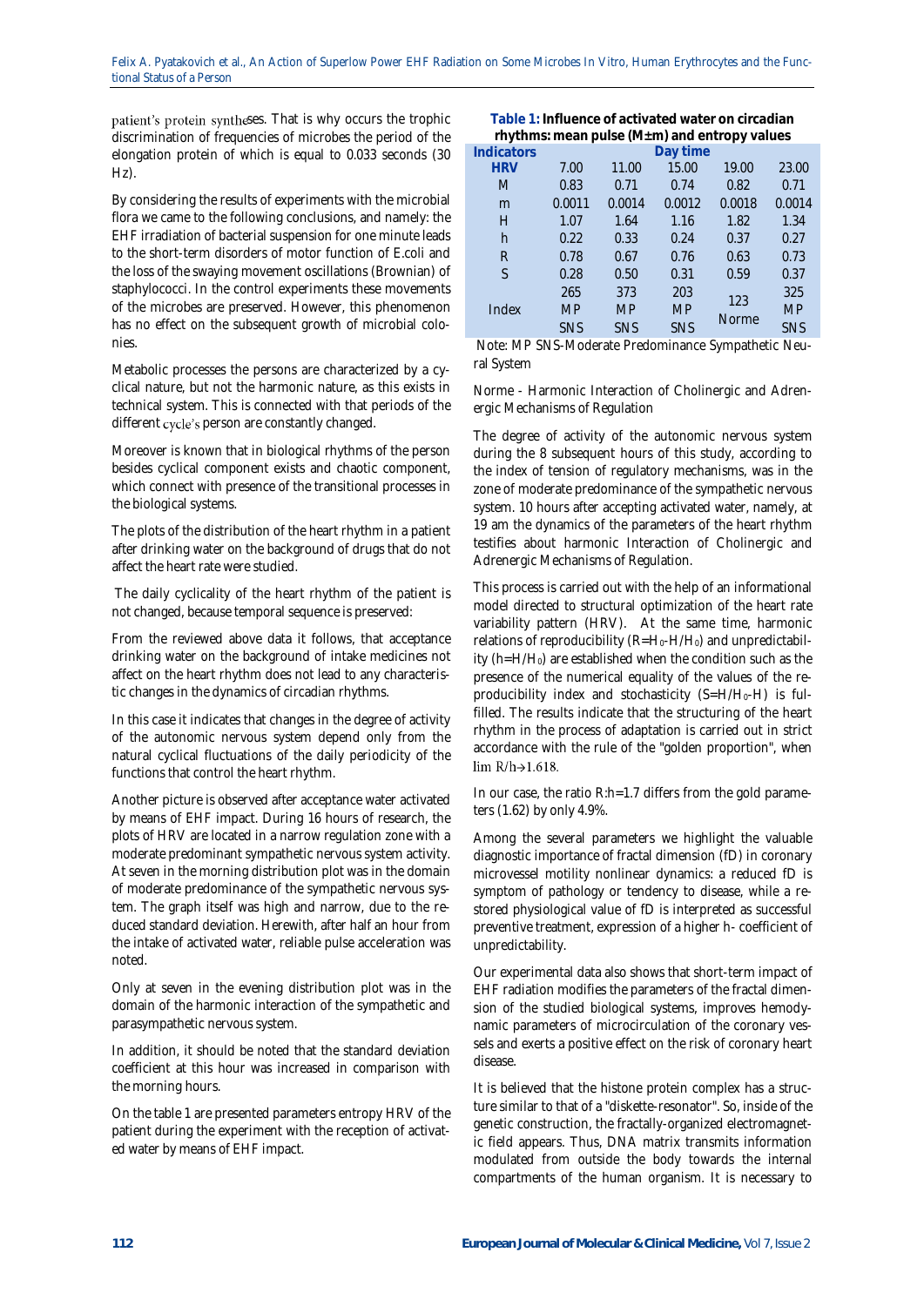patient's protein syntheses. That is why occurs the trophic discrimination of frequencies of microbes the period of the elongation protein of which is equal to 0.033 seconds (30 Hz).

By considering the results of experiments with the microbial flora we came to the following conclusions, and namely: the EHF irradiation of bacterial suspension for one minute leads to the short-term disorders of motor function of E.coli and the loss of the swaying movement oscillations (Brownian) of staphylococci. In the control experiments these movements of the microbes are preserved. However, this phenomenon has no effect on the subsequent growth of microbial colonies.

Metabolic processes the persons are characterized by a cyclical nature, but not the harmonic nature, as this exists in technical system. This is connected with that periods of the different cycle's person are constantly changed.

Moreover is known that in biological rhythms of the person besides cyclical component exists and chaotic component, which connect with presence of the transitional processes in the biological systems.

The plots of the distribution of the heart rhythm in a patient after drinking water on the background of drugs that do not affect the heart rate were studied.

The daily cyclicality of the heart rhythm of the patient is not changed, because temporal sequence is preserved:

From the reviewed above data it follows, that acceptance drinking water on the background of intake medicines not affect on the heart rhythm does not lead to any characteristic changes in the dynamics of circadian rhythms.

In this case it indicates that changes in the degree of activity of the autonomic nervous system depend only from the natural cyclical fluctuations of the daily periodicity of the functions that control the heart rhythm.

Another picture is observed after acceptance water activated by means of EHF impact. During 16 hours of research, the plots of HRV are located in a narrow regulation zone with a moderate predominant sympathetic nervous system activity. At seven in the morning distribution plot was in the domain of moderate predominance of the sympathetic nervous system. The graph itself was high and narrow, due to the reduced standard deviation. Herewith, after half an hour from the intake of activated water, reliable pulse acceleration was noted.

Only at seven in the evening distribution plot was in the domain of the harmonic interaction of the sympathetic and parasympathetic nervous system.

In addition, it should be noted that the standard deviation coefficient at this hour was increased in comparison with the morning hours.

On the table 1 are presented parameters entropy HRV of the patient during the experiment with the reception of activated water by means of EHF impact.

**Table 1: Influence of activated water on circadian rhythms: mean pulse (M±m) and entropy values**

| Indicators | Day time | | | | |
|---|---|---|---|---|---|
| **HRV** | 7.00 | 11.00 | 15.00 | 19.00 | 23.00 |
| M | 0.83 | 0.71 | 0.74 | 0.82 | 0.71 |
| m | 0.0011 | 0.0014 | 0.0012 | 0.0018 | 0.0014 |
| H | 1.07 | 1.64 | 1.16 | 1.82 | 1.34 |
| h | 0.22 | 0.33 | 0.24 | 0.37 | 0.27 |
| R | 0.78 | 0.67 | 0.76 | 0.63 | 0.73 |
| S | 0.28 | 0.50 | 0.31 | 0.59 | 0.37 |
| Index | 265 MP SNS | 373 MP SNS | 203 MP SNS | 123 Norme | 325 MP SNS |

Note: MP SNS-Moderate Predominance Sympathetic Neural System

Norme - Harmonic Interaction of Cholinergic and Adrenergic Mechanisms of Regulation

The degree of activity of the autonomic nervous system during the 8 subsequent hours of this study, according to the index of tension of regulatory mechanisms, was in the zone of moderate predominance of the sympathetic nervous system. 10 hours after accepting activated water, namely, at 19 am the dynamics of the parameters of the heart rhythm testifies about harmonic Interaction of Cholinergic and Adrenergic Mechanisms of Regulation.

This process is carried out with the help of an informational model directed to structural optimization of the heart rate variability pattern (HRV). At the same time, harmonic relations of reproducibility ($R=H_0-H/H_0$) and unpredictability ($h=H/H_0$) are established when the condition such as the presence of the numerical equality of the values of the reproducibility index and stochasticity ($S=H/H_0-H$) is fulfilled. The results indicate that the structuring of the heart rhythm in the process of adaptation is carried out in strict accordance with the rule of the "golden proportion", when $\lim R/h \rightarrow 1.618$.

In our case, the ratio R:h=1.7 differs from the gold parameters (1.62) by only 4.9%.

Among the several parameters we highlight the valuable diagnostic importance of fractal dimension (fD) in coronary microvessel motility nonlinear dynamics: a reduced fD is symptom of pathology or tendency to disease, while a restored physiological value of fD is interpreted as successful preventive treatment, expression of a higher h- coefficient of unpredictability.

Our experimental data also shows that short-term impact of EHF radiation modifies the parameters of the fractal dimension of the studied biological systems, improves hemodynamic parameters of microcirculation of the coronary vessels and exerts a positive effect on the risk of coronary heart disease.

It is believed that the histone protein complex has a structure similar to that of a "diskette-resonator". So, inside of the genetic construction, the fractally-organized electromagnetic field appears. Thus, DNA matrix transmits information modulated from outside the body towards the internal compartments of the human organism. It is necessary to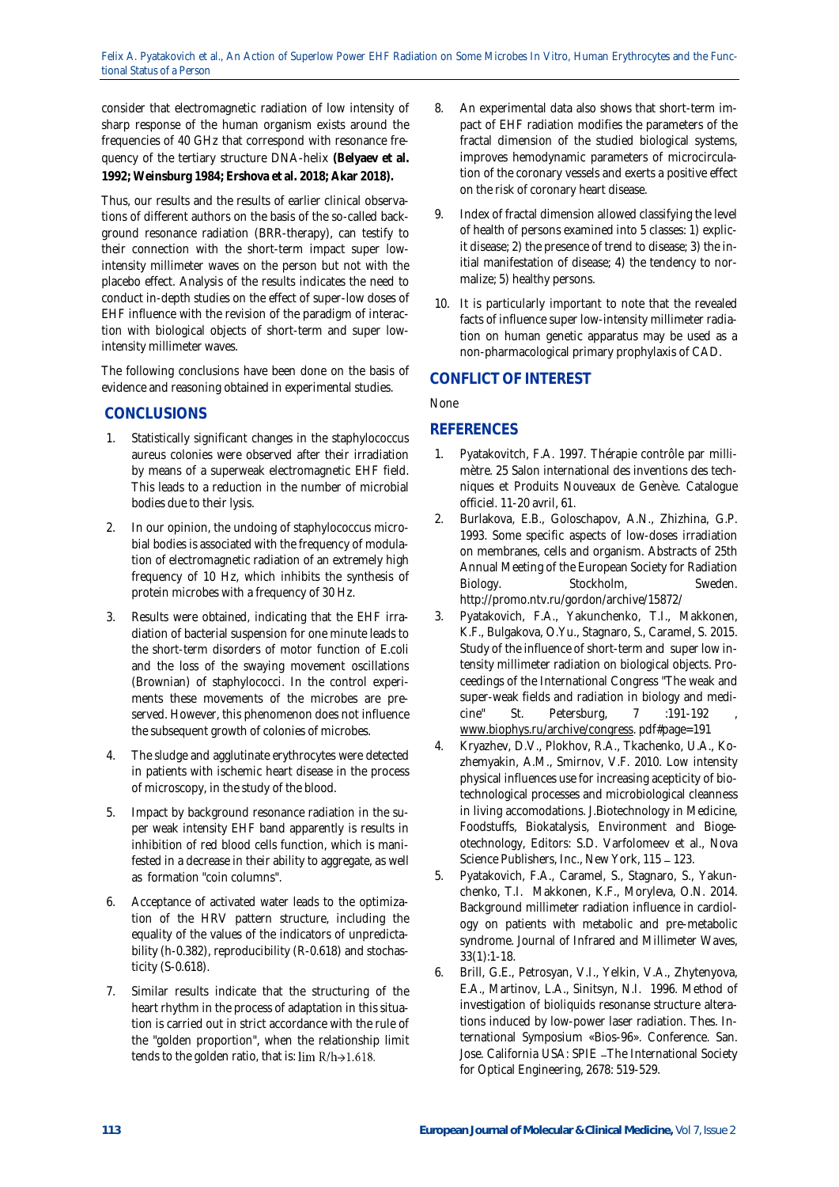consider that electromagnetic radiation of low intensity of sharp response of the human organism exists around the frequencies of 40 GHz that correspond with resonance frequency of the tertiary structure DNA-helix **(Belyaev et al. 1992; Weinsburg 1984; Ershova et al. 2018; Akar 2018).**

Thus, our results and the results of earlier clinical observations of different authors on the basis of the so-called background resonance radiation (BRR-therapy), can testify to their connection with the short-term impact super low-intensity millimeter waves on the person but not with the placebo effect. Analysis of the results indicates the need to conduct in-depth studies on the effect of super-low doses of EHF influence with the revision of the paradigm of interaction with biological objects of short-term and super low-intensity millimeter waves.

The following conclusions have been done on the basis of evidence and reasoning obtained in experimental studies.

## CONCLUSIONS

1. Statistically significant changes in the staphylococcus aureus colonies were observed after their irradiation by means of a superweak electromagnetic EHF field. This leads to a reduction in the number of microbial bodies due to their lysis.
2. In our opinion, the undoing of staphylococcus microbial bodies is associated with the frequency of modulation of electromagnetic radiation of an extremely high frequency of 10 Hz, which inhibits the synthesis of protein microbes with a frequency of 30 Hz.
3. Results were obtained, indicating that the EHF irradiation of bacterial suspension for one minute leads to the short-term disorders of motor function of E.coli and the loss of the swaying movement oscillations (Brownian) of staphylococci. In the control experiments these movements of the microbes are preserved. However, this phenomenon does not influence the subsequent growth of colonies of microbes.
4. The sludge and agglutinate erythrocytes were detected in patients with ischemic heart disease in the process of microscopy, in the study of the blood.
5. Impact by background resonance radiation in the super weak intensity EHF band apparently is results in inhibition of red blood cells function, which is manifested in a decrease in their ability to aggregate, as well as formation "coin columns".
6. Acceptance of activated water leads to the optimization of the HRV pattern structure, including the equality of the values of the indicators of unpredictability (h-0.382), reproducibility (R-0.618) and stochasticity (S-0.618).
7. Similar results indicate that the structuring of the heart rhythm in the process of adaptation in this situation is carried out in strict accordance with the rule of the "golden proportion", when the relationship limit tends to the golden ratio, that is: $\lim R/h \rightarrow 1.618$.
8. An experimental data also shows that short-term impact of EHF radiation modifies the parameters of the fractal dimension of the studied biological systems, improves hemodynamic parameters of microcirculation of the coronary vessels and exerts a positive effect on the risk of coronary heart disease.
9. Index of fractal dimension allowed classifying the level of health of persons examined into 5 classes: 1) explicit disease; 2) the presence of trend to disease; 3) the initial manifestation of disease; 4) the tendency to normalize; 5) healthy persons.
10. It is particularly important to note that the revealed facts of influence super low-intensity millimeter radiation on human genetic apparatus may be used as a non-pharmacological primary prophylaxis of CAD.

## CONFLICT OF INTEREST

None

## REFERENCES

1. Pyatakovitch, F.A. 1997. Thérapie contrôle par millimètre. 25 Salon international des inventions des techniques et Produits Nouveaux de Genève. Catalogue officiel. 11-20 avril, 61.
2. Burlakova, E.B., Goloschapov, A.N., Zhizhina, G.P. 1993. Some specific aspects of low-doses irradiation on membranes, cells and organism. Abstracts of 25th Annual Meeting of the European Society for Radiation Biology. Stockholm, Sweden. http://promo.ntv.ru/gordon/archive/15872/
3. Pyatakovich, F.A., Yakunchenko, T.I., Makkonen, K.F., Bulgakova, O.Yu., Stagnaro, S., Caramel, S. 2015. Study of the influence of short-term and super low intensity millimeter radiation on biological objects. Proceedings of the International Congress "The weak and super-weak fields and radiation in biology and medicine" St. Petersburg, 7 :191-192 , www.biophys.ru/archive/congress. pdf#page=191
4. Kryazhev, D.V., Plokhov, R.A., Tkachenko, U.A., Kozhemyakin, A.M., Smirnov, V.F. 2010. Low intensity physical influences use for increasing acepticity of biotechnological processes and microbiological cleanness in living accomodations. J.Biotechnology in Medicine, Foodstuffs, Biokatalysis, Environment and Biogeotechnology, Editors: S.D. Varfolomeev et al., Nova Science Publishers, Inc., New York, 115 – 123.
5. Pyatakovich, F.A., Caramel, S., Stagnaro, S., Yakunchenko, T.I. Makkonen, K.F., Moryleva, O.N. 2014. Background millimeter radiation influence in cardiology on patients with metabolic and pre-metabolic syndrome. Journal of Infrared and Millimeter Waves, 33(1):1-18.
6. Brill, G.E., Petrosyan, V.I., Yelkin, V.A., Zhytenyova, E.A., Martinov, L.A., Sinitsyn, N.I. 1996. Method of investigation of bioliquids resonanse structure alterations induced by low-power laser radiation. Thes. International Symposium «Bios-96». Conference. San. Jose. California USA: SPIE –The International Society for Optical Engineering, 2678: 519-529.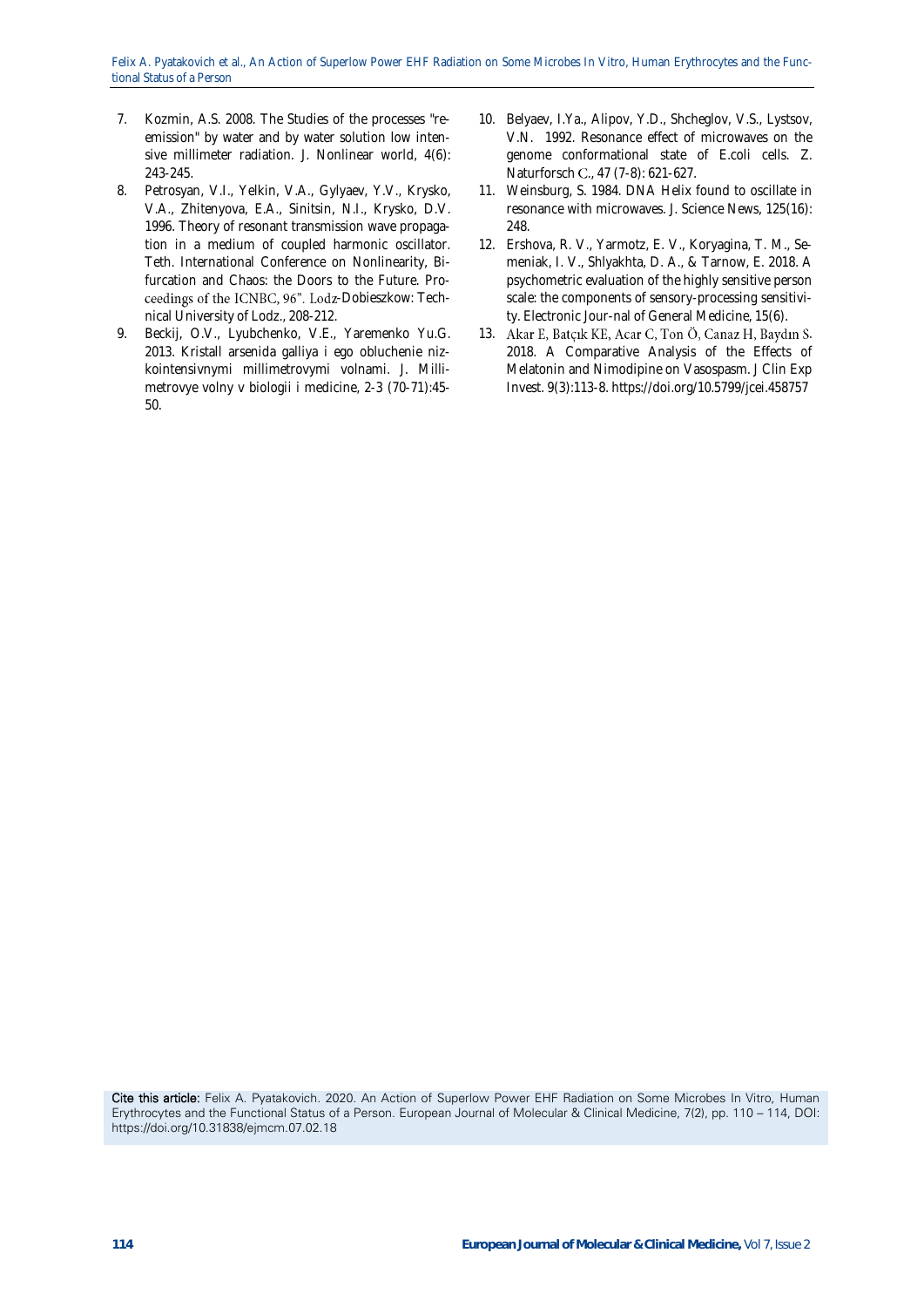7. Kozmin, A.S. 2008. The Studies of the processes "re-emission" by water and by water solution low intensive millimeter radiation. J. Nonlinear world, 4(6): 243-245.
8. Petrosyan, V.I., Yelkin, V.A., Gylyaev, Y.V., Krysko, V.A., Zhitenyova, E.A., Sinitsin, N.I., Krysko, D.V. 1996. Theory of resonant transmission wave propagation in a medium of coupled harmonic oscillator. Teth. International Conference on Nonlinearity, Bifurcation and Chaos: the Doors to the Future. Proceedings of the ICNBC, 96". Lodz-Dobieszkow: Technical University of Lodz., 208-212.
9. Beckij, O.V., Lyubchenko, V.E., Yaremenko Yu.G. 2013. Kristall arsenida galliya i ego obluchenie nizkointensivnymi millimetrovymi volnami. J. Millimetrovye volny v biologii i medicine, 2-3 (70-71):45-50.
10. Belyaev, I.Ya., Alipov, Y.D., Shcheglov, V.S., Lystsov, V.N. 1992. Resonance effect of microwaves on the genome conformational state of E.coli cells. Z. Naturforsch C., 47 (7-8): 621-627.
11. Weinsburg, S. 1984. DNA Helix found to oscillate in resonance with microwaves. J. Science News, 125(16): 248.
12. Ershova, R. V., Yarmotz, E. V., Koryagina, T. M., Semeniak, I. V., Shlyakhta, D. A., & Tarnow, E. 2018. A psychometric evaluation of the highly sensitive person scale: the components of sensory-processing sensitivity. Electronic Jour-nal of General Medicine, 15(6).
13. Akar E, Batçık KE, Acar C, Ton Ö, Canaz H, Baydın S. 2018. A Comparative Analysis of the Effects of Melatonin and Nimodipine on Vasospasm. J Clin Exp Invest. 9(3):113-8. https://doi.org/10.5799/jcei.458757

**Cite this article:** Felix A. Pyatakovich. 2020. An Action of Superlow Power EHF Radiation on Some Microbes In Vitro, Human Erythrocytes and the Functional Status of a Person. European Journal of Molecular & Clinical Medicine, 7(2), pp. 110 – 114, DOI: https://doi.org/10.31838/ejmcm.07.02.18